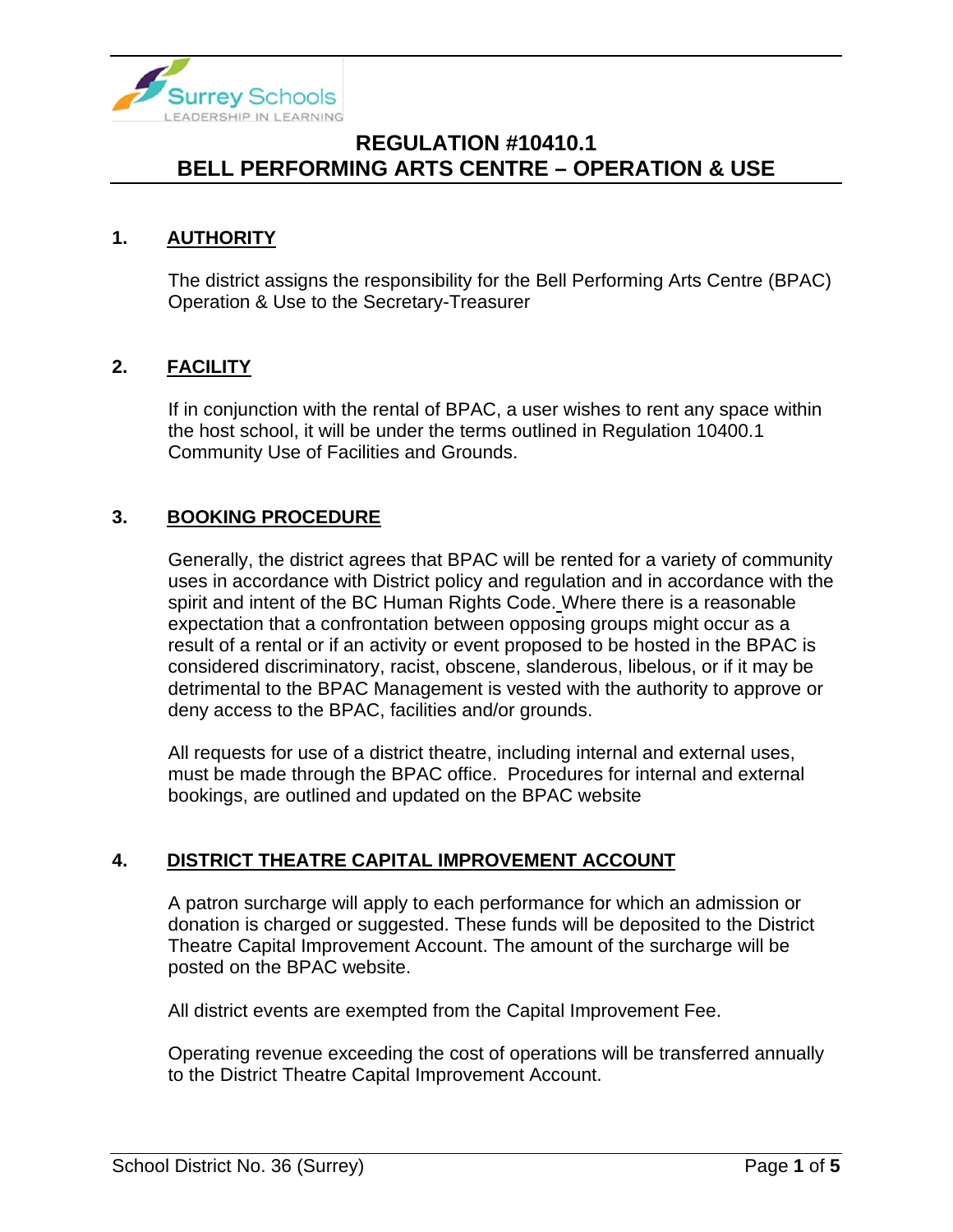# REGULATION #10410.1
# BELL PERFORMING ARTS CENTRE – OPERATION & USE

## 1. AUTHORITY

The district assigns the responsibility for the Bell Performing Arts Centre (BPAC) Operation & Use to the Secretary-Treasurer

## 2. FACILITY

If in conjunction with the rental of BPAC, a user wishes to rent any space within the host school, it will be under the terms outlined in Regulation 10400.1 Community Use of Facilities and Grounds.

## 3. BOOKING PROCEDURE

Generally, the district agrees that BPAC will be rented for a variety of community uses in accordance with District policy and regulation and in accordance with the spirit and intent of the BC Human Rights Code. Where there is a reasonable expectation that a confrontation between opposing groups might occur as a result of a rental or if an activity or event proposed to be hosted in the BPAC is considered discriminatory, racist, obscene, slanderous, libelous, or if it may be detrimental to the BPAC Management is vested with the authority to approve or deny access to the BPAC, facilities and/or grounds.

All requests for use of a district theatre, including internal and external uses, must be made through the BPAC office. Procedures for internal and external bookings, are outlined and updated on the BPAC website

## 4. DISTRICT THEATRE CAPITAL IMPROVEMENT ACCOUNT

A patron surcharge will apply to each performance for which an admission or donation is charged or suggested. These funds will be deposited to the District Theatre Capital Improvement Account. The amount of the surcharge will be posted on the BPAC website.

All district events are exempted from the Capital Improvement Fee.

Operating revenue exceeding the cost of operations will be transferred annually to the District Theatre Capital Improvement Account.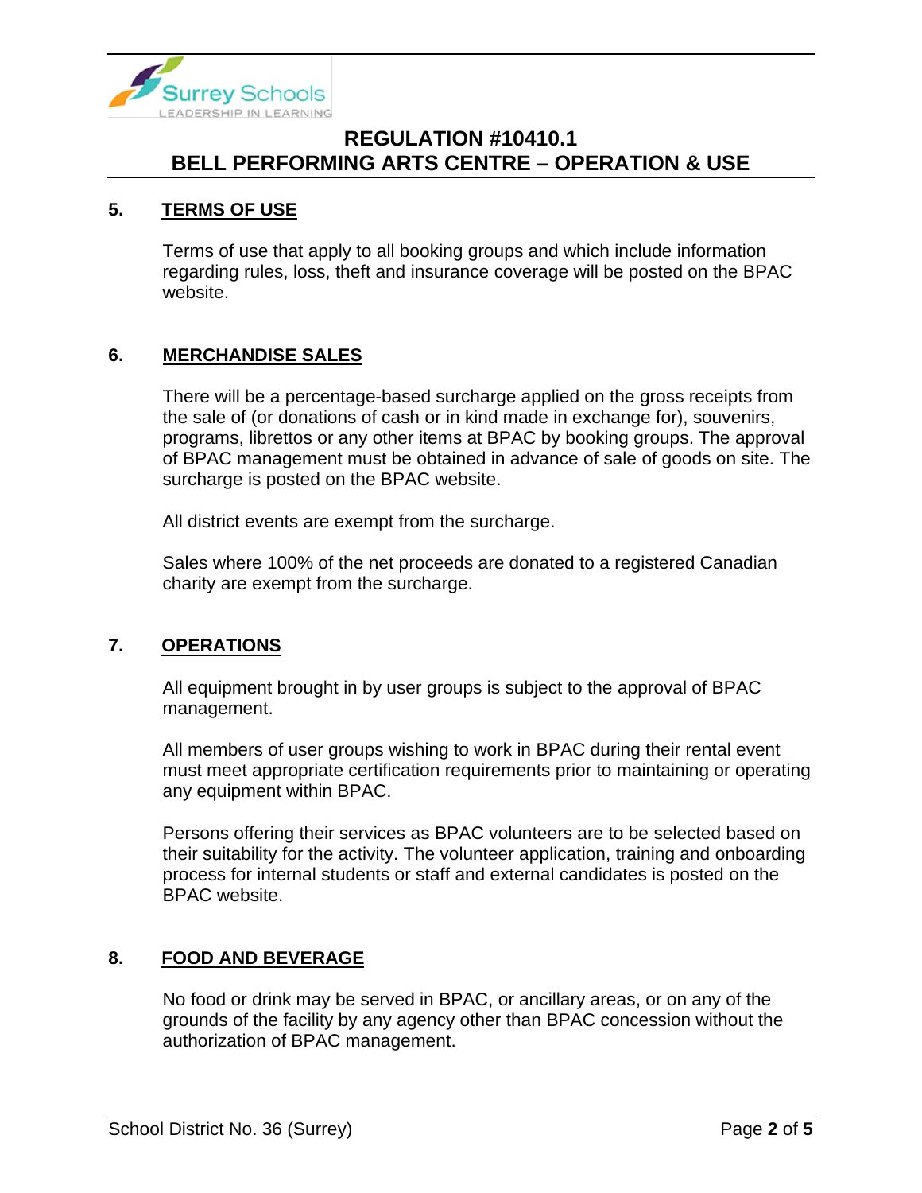## 5. TERMS OF USE

Terms of use that apply to all booking groups and which include information regarding rules, loss, theft and insurance coverage will be posted on the BPAC website.

## 6. MERCHANDISE SALES

There will be a percentage-based surcharge applied on the gross receipts from the sale of (or donations of cash or in kind made in exchange for), souvenirs, programs, librettos or any other items at BPAC by booking groups. The approval of BPAC management must be obtained in advance of sale of goods on site. The surcharge is posted on the BPAC website.

All district events are exempt from the surcharge.

Sales where 100% of the net proceeds are donated to a registered Canadian charity are exempt from the surcharge.

## 7. OPERATIONS

All equipment brought in by user groups is subject to the approval of BPAC management.

All members of user groups wishing to work in BPAC during their rental event must meet appropriate certification requirements prior to maintaining or operating any equipment within BPAC.

Persons offering their services as BPAC volunteers are to be selected based on their suitability for the activity. The volunteer application, training and onboarding process for internal students or staff and external candidates is posted on the BPAC website.

## 8. FOOD AND BEVERAGE

No food or drink may be served in BPAC, or ancillary areas, or on any of the grounds of the facility by any agency other than BPAC concession without the authorization of BPAC management.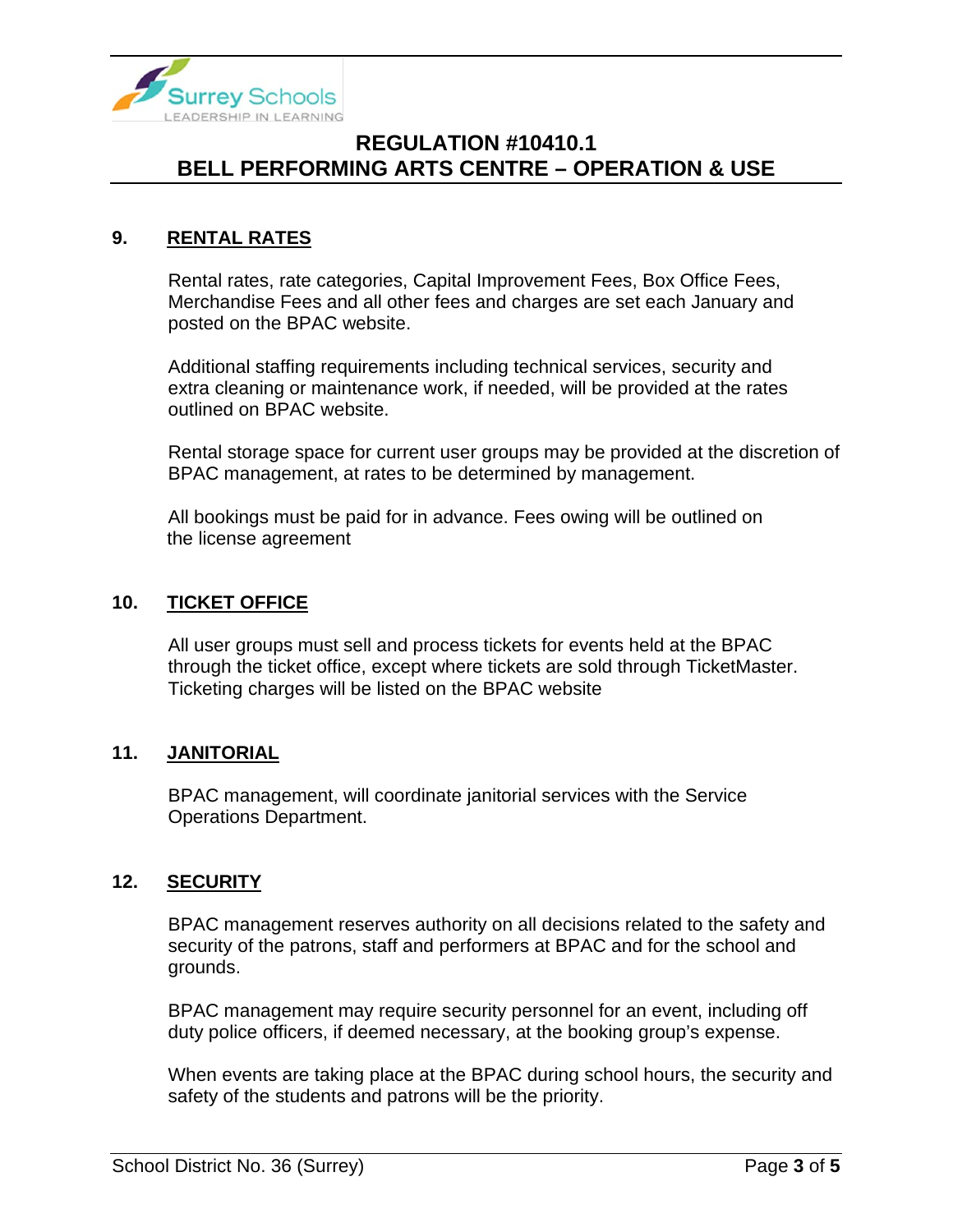## 9. RENTAL RATES

Rental rates, rate categories, Capital Improvement Fees, Box Office Fees, Merchandise Fees and all other fees and charges are set each January and posted on the BPAC website.

Additional staffing requirements including technical services, security and extra cleaning or maintenance work, if needed, will be provided at the rates outlined on BPAC website.

Rental storage space for current user groups may be provided at the discretion of BPAC management, at rates to be determined by management.

All bookings must be paid for in advance. Fees owing will be outlined on the license agreement

## 10. TICKET OFFICE

All user groups must sell and process tickets for events held at the BPAC through the ticket office, except where tickets are sold through TicketMaster. Ticketing charges will be listed on the BPAC website

## 11. JANITORIAL

BPAC management, will coordinate janitorial services with the Service Operations Department.

## 12. SECURITY

BPAC management reserves authority on all decisions related to the safety and security of the patrons, staff and performers at BPAC and for the school and grounds.

BPAC management may require security personnel for an event, including off duty police officers, if deemed necessary, at the booking group's expense.

When events are taking place at the BPAC during school hours, the security and safety of the students and patrons will be the priority.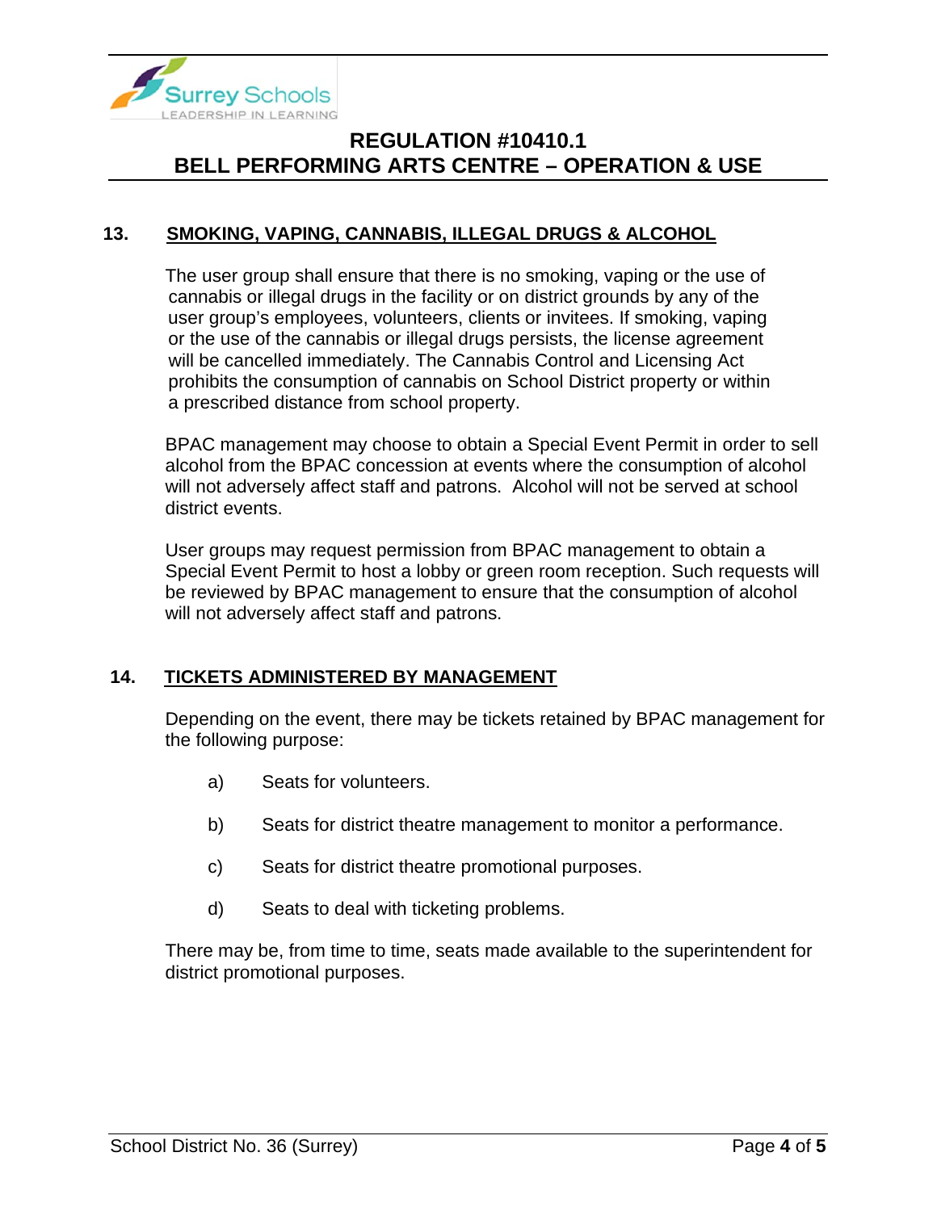## 13. SMOKING, VAPING, CANNABIS, ILLEGAL DRUGS & ALCOHOL

The user group shall ensure that there is no smoking, vaping or the use of cannabis or illegal drugs in the facility or on district grounds by any of the user group's employees, volunteers, clients or invitees. If smoking, vaping or the use of the cannabis or illegal drugs persists, the license agreement will be cancelled immediately. The Cannabis Control and Licensing Act prohibits the consumption of cannabis on School District property or within a prescribed distance from school property.

BPAC management may choose to obtain a Special Event Permit in order to sell alcohol from the BPAC concession at events where the consumption of alcohol will not adversely affect staff and patrons. Alcohol will not be served at school district events.

User groups may request permission from BPAC management to obtain a Special Event Permit to host a lobby or green room reception. Such requests will be reviewed by BPAC management to ensure that the consumption of alcohol will not adversely affect staff and patrons.

## 14. TICKETS ADMINISTERED BY MANAGEMENT

Depending on the event, there may be tickets retained by BPAC management for the following purpose:

a) Seats for volunteers.

b) Seats for district theatre management to monitor a performance.

c) Seats for district theatre promotional purposes.

d) Seats to deal with ticketing problems.

There may be, from time to time, seats made available to the superintendent for district promotional purposes.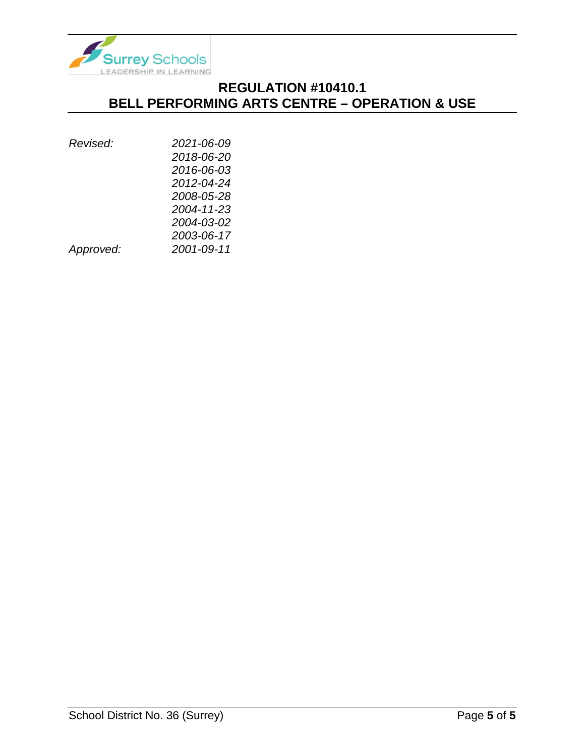# REGULATION #10410.1
# BELL PERFORMING ARTS CENTRE – OPERATION & USE

| | |
|---|---|
| *Revised:* | *2021-06-09* |
| | *2018-06-20* |
| | *2016-06-03* |
| | *2012-04-24* |
| | *2008-05-28* |
| | *2004-11-23* |
| | *2004-03-02* |
| | *2003-06-17* |
| *Approved:* | *2001-09-11* |